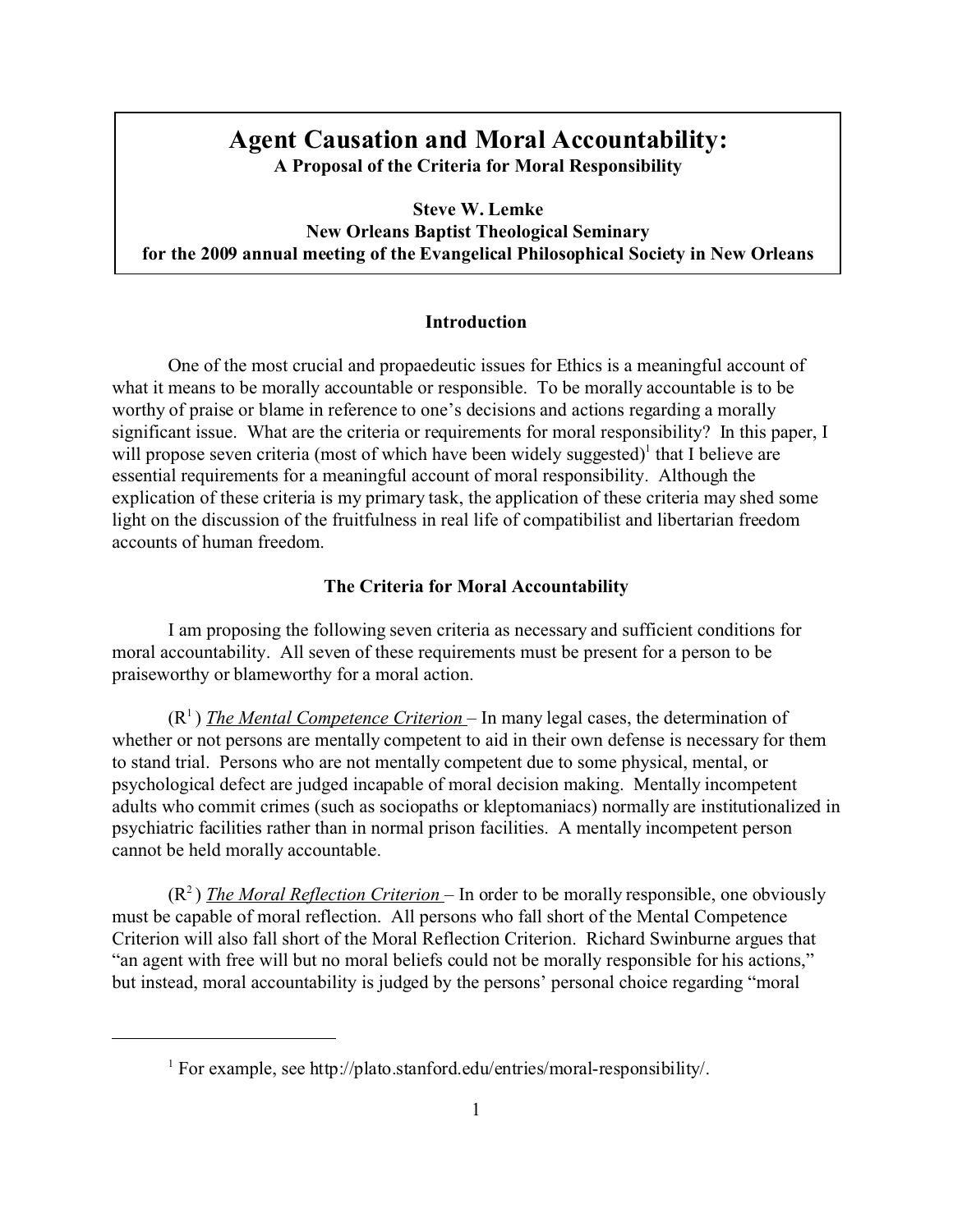# Agent Causation and Moral Accountability:

**A Proposal of the Criteria for Moral Responsibility**

**Steve W. Lemke**
**New Orleans Baptist Theological Seminary**
**for the 2009 annual meeting of the Evangelical Philosophical Society in New Orleans**

## Introduction

One of the most crucial and propaedeutic issues for Ethics is a meaningful account of what it means to be morally accountable or responsible. To be morally accountable is to be worthy of praise or blame in reference to one's decisions and actions regarding a morally significant issue. What are the criteria or requirements for moral responsibility? In this paper, I will propose seven criteria (most of which have been widely suggested)[1] that I believe are essential requirements for a meaningful account of moral responsibility. Although the explication of these criteria is my primary task, the application of these criteria may shed some light on the discussion of the fruitfulness in real life of compatibilist and libertarian freedom accounts of human freedom.

## The Criteria for Moral Accountability

I am proposing the following seven criteria as necessary and sufficient conditions for moral accountability. All seven of these requirements must be present for a person to be praiseworthy or blameworthy for a moral action.

($R^1$) *The Mental Competence Criterion* – In many legal cases, the determination of whether or not persons are mentally competent to aid in their own defense is necessary for them to stand trial. Persons who are not mentally competent due to some physical, mental, or psychological defect are judged incapable of moral decision making. Mentally incompetent adults who commit crimes (such as sociopaths or kleptomaniacs) normally are institutionalized in psychiatric facilities rather than in normal prison facilities. A mentally incompetent person cannot be held morally accountable.

($R^2$) *The Moral Reflection Criterion* – In order to be morally responsible, one obviously must be capable of moral reflection. All persons who fall short of the Mental Competence Criterion will also fall short of the Moral Reflection Criterion. Richard Swinburne argues that "an agent with free will but no moral beliefs could not be morally responsible for his actions," but instead, moral accountability is judged by the persons' personal choice regarding "moral

---

[1] For example, see http://plato.stanford.edu/entries/moral-responsibility/.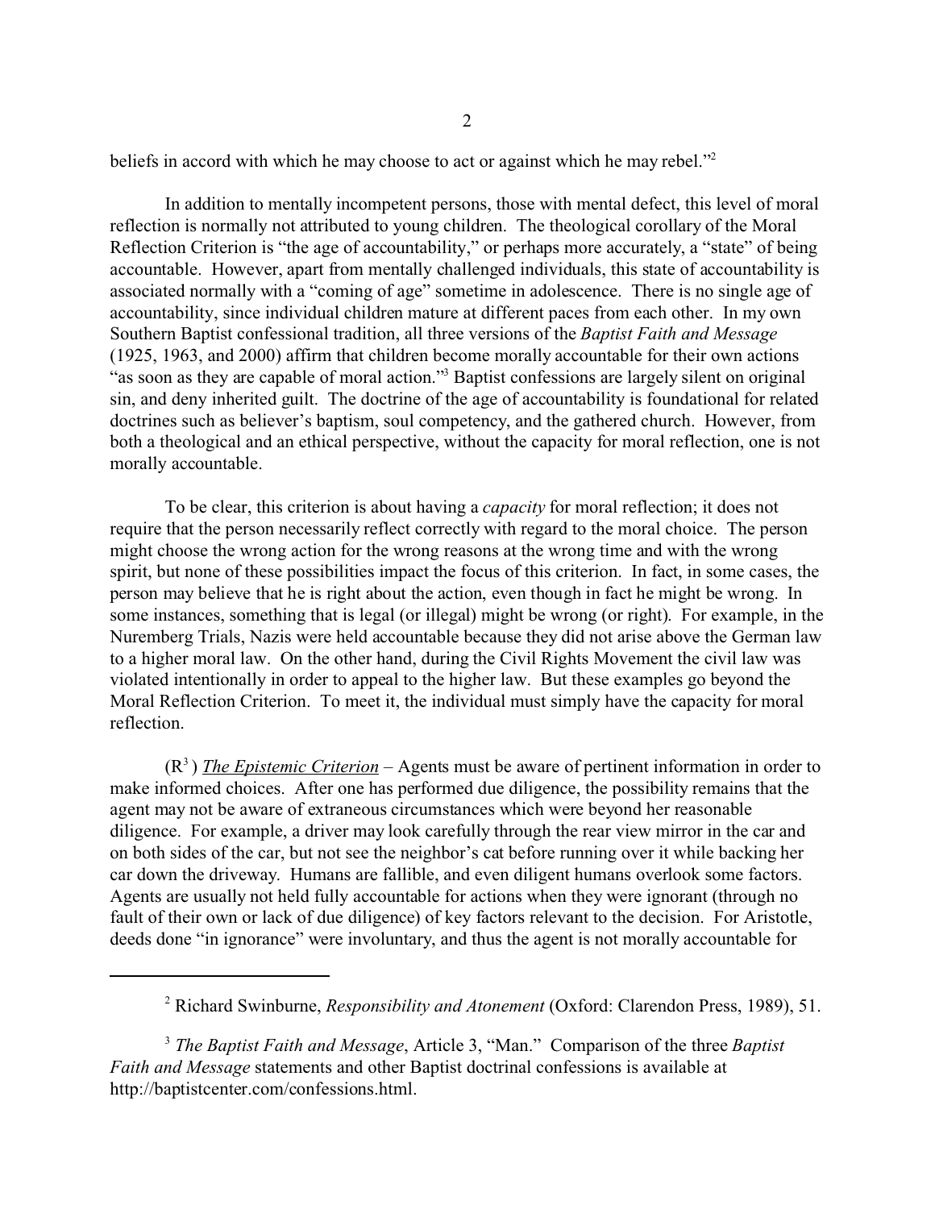beliefs in accord with which he may choose to act or against which he may rebel."[2]

In addition to mentally incompetent persons, those with mental defect, this level of moral reflection is normally not attributed to young children. The theological corollary of the Moral Reflection Criterion is "the age of accountability," or perhaps more accurately, a "state" of being accountable. However, apart from mentally challenged individuals, this state of accountability is associated normally with a "coming of age" sometime in adolescence. There is no single age of accountability, since individual children mature at different paces from each other. In my own Southern Baptist confessional tradition, all three versions of the *Baptist Faith and Message* (1925, 1963, and 2000) affirm that children become morally accountable for their own actions "as soon as they are capable of moral action."[3] Baptist confessions are largely silent on original sin, and deny inherited guilt. The doctrine of the age of accountability is foundational for related doctrines such as believer's baptism, soul competency, and the gathered church. However, from both a theological and an ethical perspective, without the capacity for moral reflection, one is not morally accountable.

To be clear, this criterion is about having a *capacity* for moral reflection; it does not require that the person necessarily reflect correctly with regard to the moral choice. The person might choose the wrong action for the wrong reasons at the wrong time and with the wrong spirit, but none of these possibilities impact the focus of this criterion. In fact, in some cases, the person may believe that he is right about the action, even though in fact he might be wrong. In some instances, something that is legal (or illegal) might be wrong (or right). For example, in the Nuremberg Trials, Nazis were held accountable because they did not arise above the German law to a higher moral law. On the other hand, during the Civil Rights Movement the civil law was violated intentionally in order to appeal to the higher law. But these examples go beyond the Moral Reflection Criterion. To meet it, the individual must simply have the capacity for moral reflection.

($R^3$) <u>*The Epistemic Criterion*</u> – Agents must be aware of pertinent information in order to make informed choices. After one has performed due diligence, the possibility remains that the agent may not be aware of extraneous circumstances which were beyond her reasonable diligence. For example, a driver may look carefully through the rear view mirror in the car and on both sides of the car, but not see the neighbor's cat before running over it while backing her car down the driveway. Humans are fallible, and even diligent humans overlook some factors. Agents are usually not held fully accountable for actions when they were ignorant (through no fault of their own or lack of due diligence) of key factors relevant to the decision. For Aristotle, deeds done "in ignorance" were involuntary, and thus the agent is not morally accountable for

---

[2] Richard Swinburne, *Responsibility and Atonement* (Oxford: Clarendon Press, 1989), 51.

[3] *The Baptist Faith and Message*, Article 3, "Man." Comparison of the three *Baptist Faith and Message* statements and other Baptist doctrinal confessions is available at http://baptistcenter.com/confessions.html.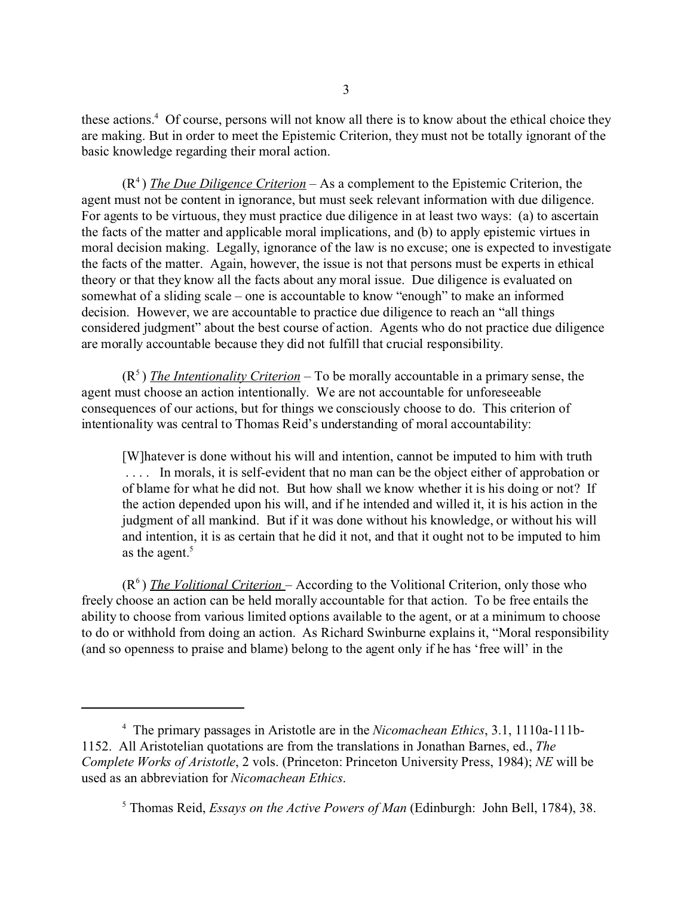these actions.[4] Of course, persons will not know all there is to know about the ethical choice they are making. But in order to meet the Epistemic Criterion, they must not be totally ignorant of the basic knowledge regarding their moral action.

($R^4$) <u>*The Due Diligence Criterion*</u> – As a complement to the Epistemic Criterion, the agent must not be content in ignorance, but must seek relevant information with due diligence. For agents to be virtuous, they must practice due diligence in at least two ways: (a) to ascertain the facts of the matter and applicable moral implications, and (b) to apply epistemic virtues in moral decision making. Legally, ignorance of the law is no excuse; one is expected to investigate the facts of the matter. Again, however, the issue is not that persons must be experts in ethical theory or that they know all the facts about any moral issue. Due diligence is evaluated on somewhat of a sliding scale – one is accountable to know "enough" to make an informed decision. However, we are accountable to practice due diligence to reach an "all things considered judgment" about the best course of action. Agents who do not practice due diligence are morally accountable because they did not fulfill that crucial responsibility.

($R^5$) <u>*The Intentionality Criterion*</u> – To be morally accountable in a primary sense, the agent must choose an action intentionally. We are not accountable for unforeseeable consequences of our actions, but for things we consciously choose to do. This criterion of intentionality was central to Thomas Reid's understanding of moral accountability:

> [W]hatever is done without his will and intention, cannot be imputed to him with truth . . . . In morals, it is self-evident that no man can be the object either of approbation or of blame for what he did not. But how shall we know whether it is his doing or not? If the action depended upon his will, and if he intended and willed it, it is his action in the judgment of all mankind. But if it was done without his knowledge, or without his will and intention, it is as certain that he did it not, and that it ought not to be imputed to him as the agent.[5]

($R^6$) <u>*The Volitional Criterion*</u> – According to the Volitional Criterion, only those who freely choose an action can be held morally accountable for that action. To be free entails the ability to choose from various limited options available to the agent, or at a minimum to choose to do or withhold from doing an action. As Richard Swinburne explains it, "Moral responsibility (and so openness to praise and blame) belong to the agent only if he has 'free will' in the

---

[4] The primary passages in Aristotle are in the *Nicomachean Ethics*, 3.1, 1110a-111b-1152. All Aristotelian quotations are from the translations in Jonathan Barnes, ed., *The Complete Works of Aristotle*, 2 vols. (Princeton: Princeton University Press, 1984); *NE* will be used as an abbreviation for *Nicomachean Ethics*.

[5] Thomas Reid, *Essays on the Active Powers of Man* (Edinburgh: John Bell, 1784), 38.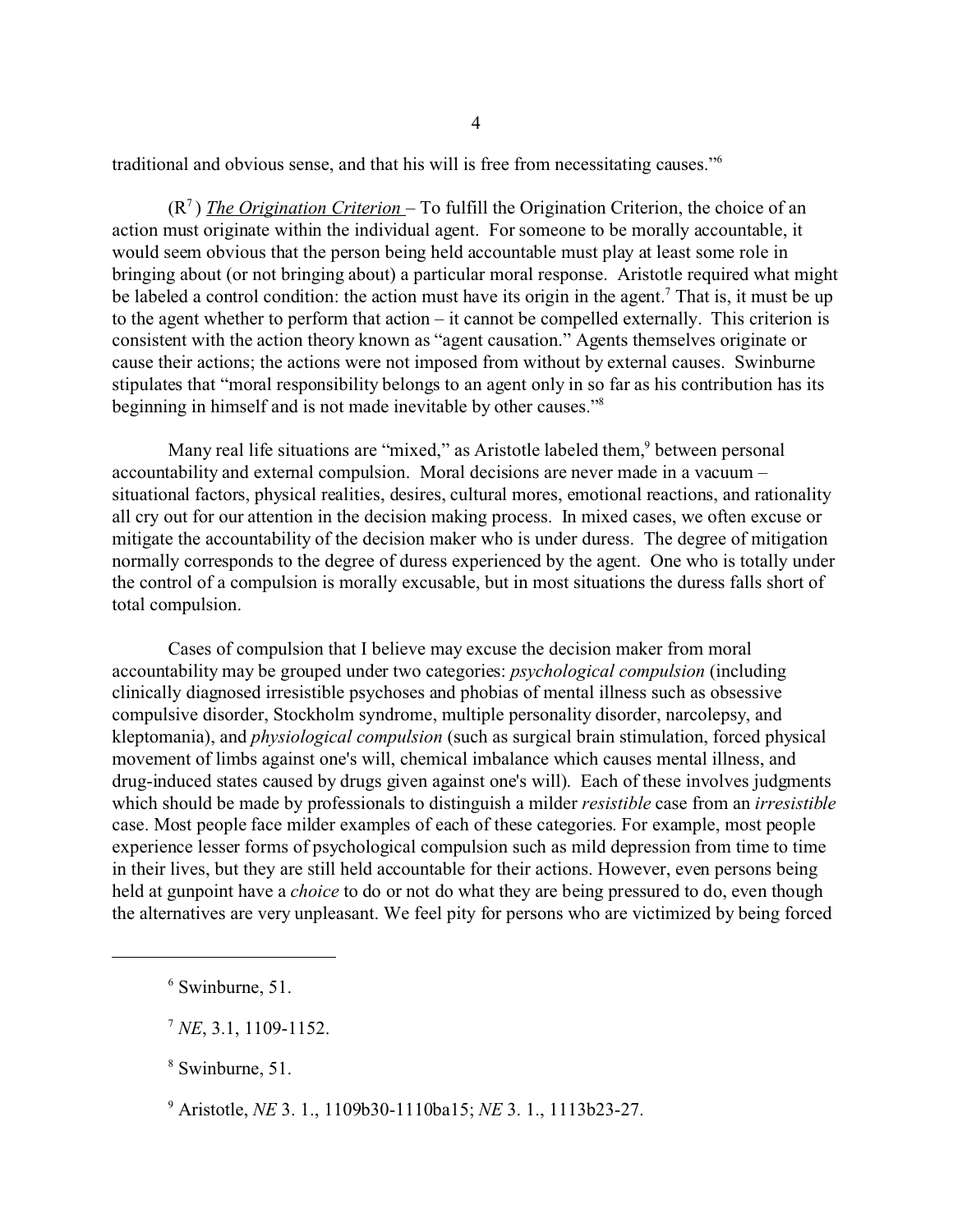traditional and obvious sense, and that his will is free from necessitating causes."[6]

($R^7$) <u>*The Origination Criterion*</u> – To fulfill the Origination Criterion, the choice of an action must originate within the individual agent. For someone to be morally accountable, it would seem obvious that the person being held accountable must play at least some role in bringing about (or not bringing about) a particular moral response. Aristotle required what might be labeled a control condition: the action must have its origin in the agent.[7] That is, it must be up to the agent whether to perform that action – it cannot be compelled externally. This criterion is consistent with the action theory known as "agent causation." Agents themselves originate or cause their actions; the actions were not imposed from without by external causes. Swinburne stipulates that "moral responsibility belongs to an agent only in so far as his contribution has its beginning in himself and is not made inevitable by other causes."[8]

Many real life situations are "mixed," as Aristotle labeled them,[9] between personal accountability and external compulsion. Moral decisions are never made in a vacuum – situational factors, physical realities, desires, cultural mores, emotional reactions, and rationality all cry out for our attention in the decision making process. In mixed cases, we often excuse or mitigate the accountability of the decision maker who is under duress. The degree of mitigation normally corresponds to the degree of duress experienced by the agent. One who is totally under the control of a compulsion is morally excusable, but in most situations the duress falls short of total compulsion.

Cases of compulsion that I believe may excuse the decision maker from moral accountability may be grouped under two categories: *psychological compulsion* (including clinically diagnosed irresistible psychoses and phobias of mental illness such as obsessive compulsive disorder, Stockholm syndrome, multiple personality disorder, narcolepsy, and kleptomania), and *physiological compulsion* (such as surgical brain stimulation, forced physical movement of limbs against one's will, chemical imbalance which causes mental illness, and drug-induced states caused by drugs given against one's will). Each of these involves judgments which should be made by professionals to distinguish a milder *resistible* case from an *irresistible* case. Most people face milder examples of each of these categories. For example, most people experience lesser forms of psychological compulsion such as mild depression from time to time in their lives, but they are still held accountable for their actions. However, even persons being held at gunpoint have a *choice* to do or not do what they are being pressured to do, even though the alternatives are very unpleasant. We feel pity for persons who are victimized by being forced

---

[6] Swinburne, 51.

[7] *NE*, 3.1, 1109-1152.

[8] Swinburne, 51.

[9] Aristotle, *NE* 3. 1., 1109b30-1110ba15; *NE* 3. 1., 1113b23-27.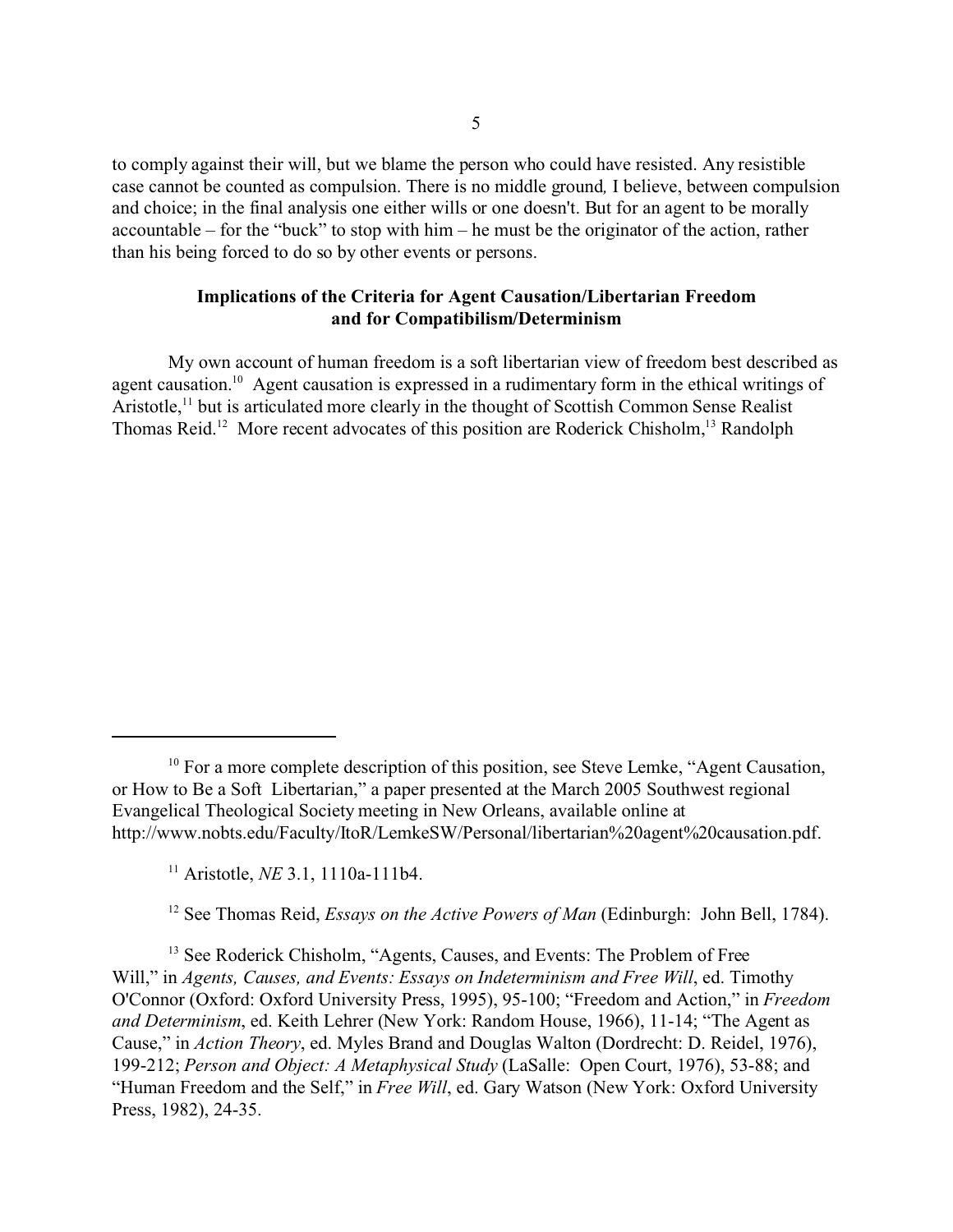to comply against their will, but we blame the person who could have resisted. Any resistible case cannot be counted as compulsion. There is no middle ground, I believe, between compulsion and choice; in the final analysis one either wills or one doesn't. But for an agent to be morally accountable – for the "buck" to stop with him – he must be the originator of the action, rather than his being forced to do so by other events or persons.

### Implications of the Criteria for Agent Causation/Libertarian Freedom and for Compatibilism/Determinism

My own account of human freedom is a soft libertarian view of freedom best described as agent causation.[10] Agent causation is expressed in a rudimentary form in the ethical writings of Aristotle,[11] but is articulated more clearly in the thought of Scottish Common Sense Realist Thomas Reid.[12] More recent advocates of this position are Roderick Chisholm,[13] Randolph

---

[10] For a more complete description of this position, see Steve Lemke, "Agent Causation, or How to Be a Soft Libertarian," a paper presented at the March 2005 Southwest regional Evangelical Theological Society meeting in New Orleans, available online at http://www.nobts.edu/Faculty/ItoR/LemkeSW/Personal/libertarian%20agent%20causation.pdf.

[11] Aristotle, *NE* 3.1, 1110a-111b4.

[12] See Thomas Reid, *Essays on the Active Powers of Man* (Edinburgh: John Bell, 1784).

[13] See Roderick Chisholm, "Agents, Causes, and Events: The Problem of Free Will," in *Agents, Causes, and Events: Essays on Indeterminism and Free Will*, ed. Timothy O'Connor (Oxford: Oxford University Press, 1995), 95-100; "Freedom and Action," in *Freedom and Determinism*, ed. Keith Lehrer (New York: Random House, 1966), 11-14; "The Agent as Cause," in *Action Theory*, ed. Myles Brand and Douglas Walton (Dordrecht: D. Reidel, 1976), 199-212; *Person and Object: A Metaphysical Study* (LaSalle: Open Court, 1976), 53-88; and "Human Freedom and the Self," in *Free Will*, ed. Gary Watson (New York: Oxford University Press, 1982), 24-35.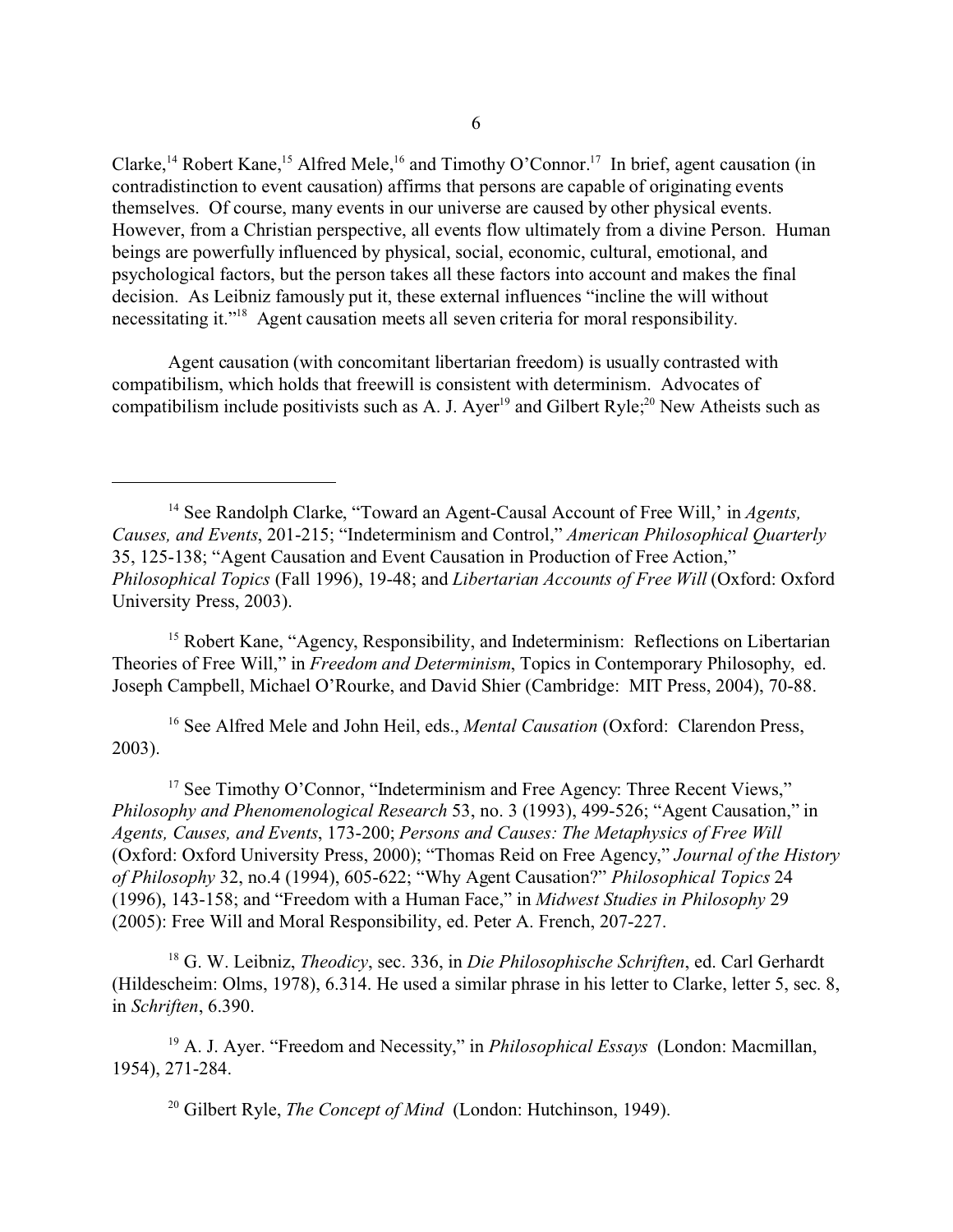Clarke,[14] Robert Kane,[15] Alfred Mele,[16] and Timothy O'Connor.[17] In brief, agent causation (in contradistinction to event causation) affirms that persons are capable of originating events themselves. Of course, many events in our universe are caused by other physical events. However, from a Christian perspective, all events flow ultimately from a divine Person. Human beings are powerfully influenced by physical, social, economic, cultural, emotional, and psychological factors, but the person takes all these factors into account and makes the final decision. As Leibniz famously put it, these external influences "incline the will without necessitating it."[18] Agent causation meets all seven criteria for moral responsibility.

Agent causation (with concomitant libertarian freedom) is usually contrasted with compatibilism, which holds that freewill is consistent with determinism. Advocates of compatibilism include positivists such as A. J. Ayer[19] and Gilbert Ryle;[20] New Atheists such as

---

[14] See Randolph Clarke, "Toward an Agent-Causal Account of Free Will,' in *Agents, Causes, and Events*, 201-215; "Indeterminism and Control," *American Philosophical Quarterly* 35, 125-138; "Agent Causation and Event Causation in Production of Free Action," *Philosophical Topics* (Fall 1996), 19-48; and *Libertarian Accounts of Free Will* (Oxford: Oxford University Press, 2003).

[15] Robert Kane, "Agency, Responsibility, and Indeterminism: Reflections on Libertarian Theories of Free Will," in *Freedom and Determinism*, Topics in Contemporary Philosophy, ed. Joseph Campbell, Michael O'Rourke, and David Shier (Cambridge: MIT Press, 2004), 70-88.

[16] See Alfred Mele and John Heil, eds., *Mental Causation* (Oxford: Clarendon Press, 2003).

[17] See Timothy O'Connor, "Indeterminism and Free Agency: Three Recent Views," *Philosophy and Phenomenological Research* 53, no. 3 (1993), 499-526; "Agent Causation," in *Agents, Causes, and Events*, 173-200; *Persons and Causes: The Metaphysics of Free Will* (Oxford: Oxford University Press, 2000); "Thomas Reid on Free Agency," *Journal of the History of Philosophy* 32, no.4 (1994), 605-622; "Why Agent Causation?" *Philosophical Topics* 24 (1996), 143-158; and "Freedom with a Human Face," in *Midwest Studies in Philosophy* 29 (2005): Free Will and Moral Responsibility, ed. Peter A. French, 207-227.

[18] G. W. Leibniz, *Theodicy*, sec. 336, in *Die Philosophische Schriften*, ed. Carl Gerhardt (Hildescheim: Olms, 1978), 6.314. He used a similar phrase in his letter to Clarke, letter 5, sec. 8, in *Schriften*, 6.390.

[19] A. J. Ayer. "Freedom and Necessity," in *Philosophical Essays* (London: Macmillan, 1954), 271-284.

[20] Gilbert Ryle, *The Concept of Mind* (London: Hutchinson, 1949).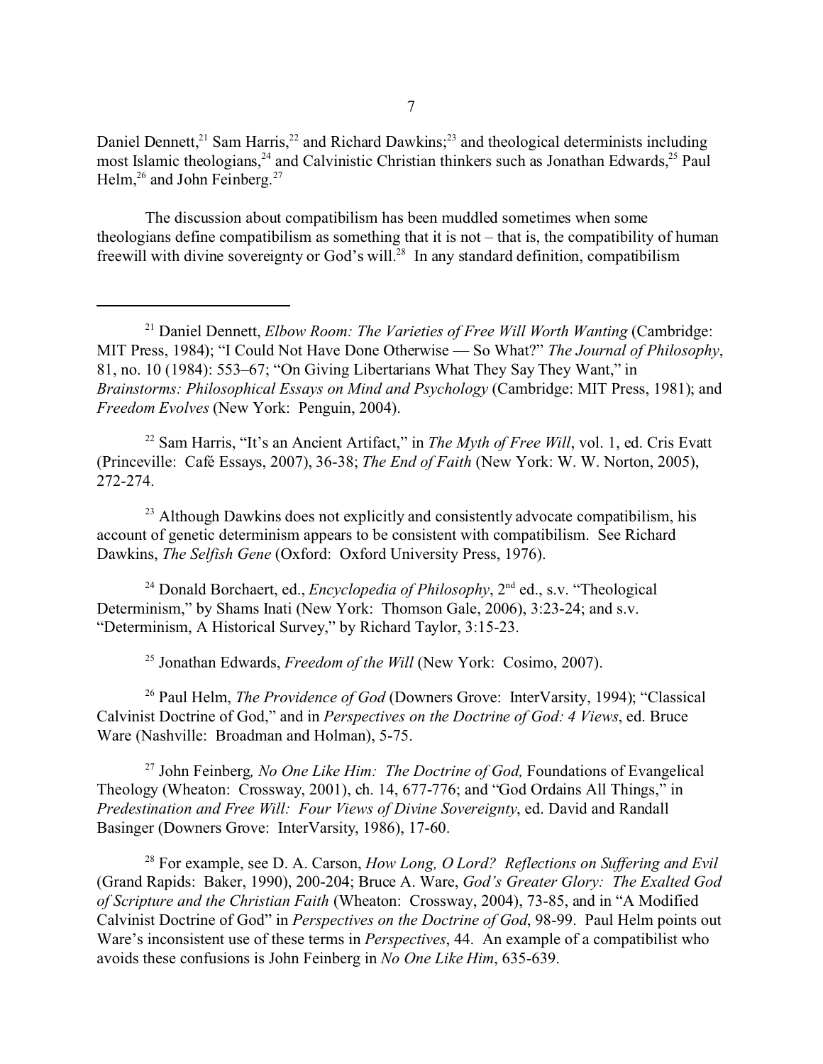Daniel Dennett,[21] Sam Harris,[22] and Richard Dawkins;[23] and theological determinists including most Islamic theologians,[24] and Calvinistic Christian thinkers such as Jonathan Edwards,[25] Paul Helm,[26] and John Feinberg.[27]

The discussion about compatibilism has been muddled sometimes when some theologians define compatibilism as something that it is not – that is, the compatibility of human freewill with divine sovereignty or God's will.[28] In any standard definition, compatibilism

---

[21] Daniel Dennett, *Elbow Room: The Varieties of Free Will Worth Wanting* (Cambridge: MIT Press, 1984); "I Could Not Have Done Otherwise — So What?" *The Journal of Philosophy*, 81, no. 10 (1984): 553–67; "On Giving Libertarians What They Say They Want," in *Brainstorms: Philosophical Essays on Mind and Psychology* (Cambridge: MIT Press, 1981); and *Freedom Evolves* (New York: Penguin, 2004).

[22] Sam Harris, "It's an Ancient Artifact," in *The Myth of Free Will*, vol. 1, ed. Cris Evatt (Princeville: Café Essays, 2007), 36-38; *The End of Faith* (New York: W. W. Norton, 2005), 272-274.

[23] Although Dawkins does not explicitly and consistently advocate compatibilism, his account of genetic determinism appears to be consistent with compatibilism. See Richard Dawkins, *The Selfish Gene* (Oxford: Oxford University Press, 1976).

[24] Donald Borchaert, ed., *Encyclopedia of Philosophy*, 2nd ed., s.v. "Theological Determinism," by Shams Inati (New York: Thomson Gale, 2006), 3:23-24; and s.v. "Determinism, A Historical Survey," by Richard Taylor, 3:15-23.

[25] Jonathan Edwards, *Freedom of the Will* (New York: Cosimo, 2007).

[26] Paul Helm, *The Providence of God* (Downers Grove: InterVarsity, 1994); "Classical Calvinist Doctrine of God," and in *Perspectives on the Doctrine of God: 4 Views*, ed. Bruce Ware (Nashville: Broadman and Holman), 5-75.

[27] John Feinberg, *No One Like Him: The Doctrine of God,* Foundations of Evangelical Theology (Wheaton: Crossway, 2001), ch. 14, 677-776; and "God Ordains All Things," in *Predestination and Free Will: Four Views of Divine Sovereignty*, ed. David and Randall Basinger (Downers Grove: InterVarsity, 1986), 17-60.

[28] For example, see D. A. Carson, *How Long, O Lord? Reflections on Suffering and Evil* (Grand Rapids: Baker, 1990), 200-204; Bruce A. Ware, *God's Greater Glory: The Exalted God of Scripture and the Christian Faith* (Wheaton: Crossway, 2004), 73-85, and in "A Modified Calvinist Doctrine of God" in *Perspectives on the Doctrine of God*, 98-99. Paul Helm points out Ware's inconsistent use of these terms in *Perspectives*, 44. An example of a compatibilist who avoids these confusions is John Feinberg in *No One Like Him*, 635-639.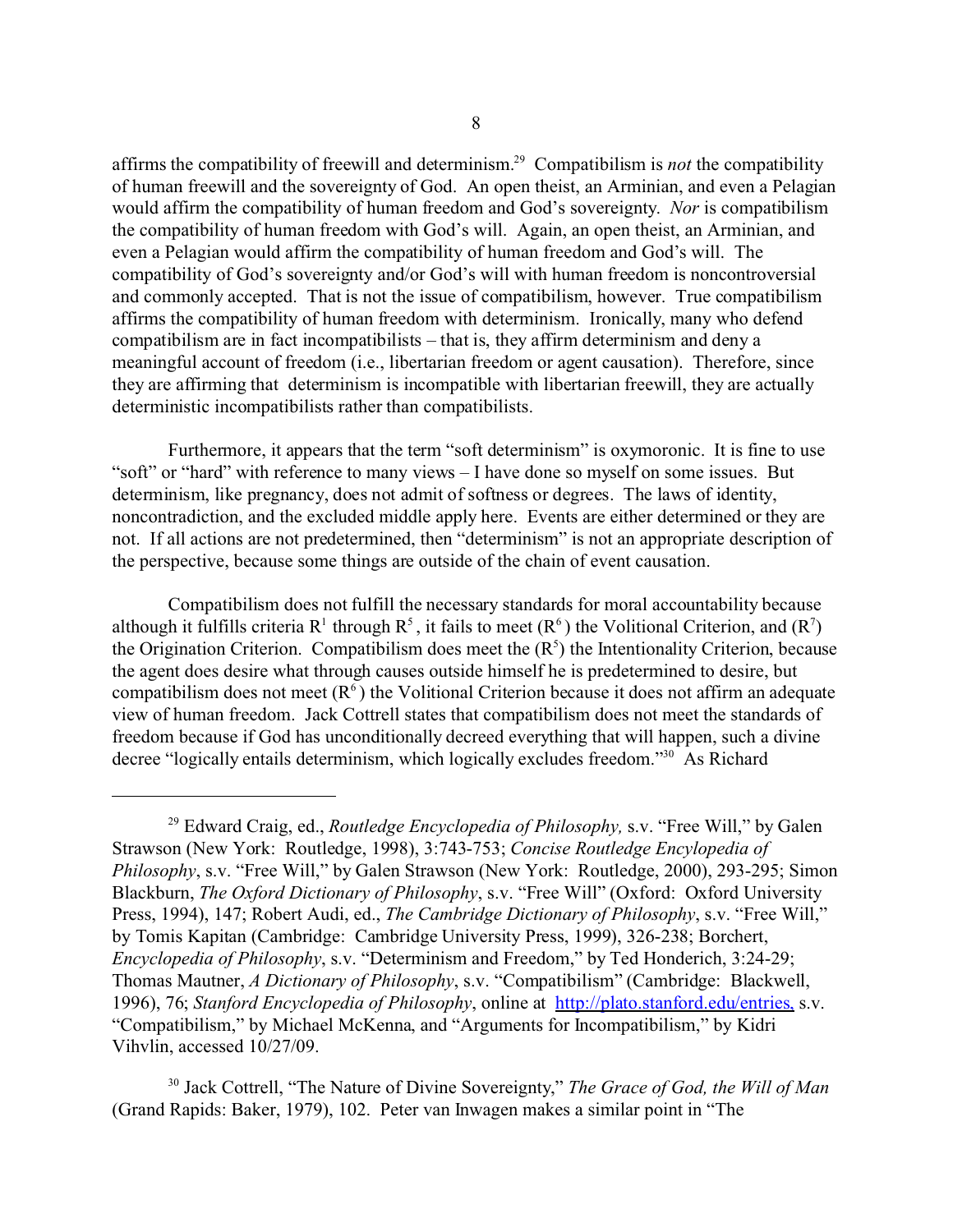affirms the compatibility of freewill and determinism.[29] Compatibilism is *not* the compatibility of human freewill and the sovereignty of God. An open theist, an Arminian, and even a Pelagian would affirm the compatibility of human freedom and God's sovereignty. *Nor* is compatibilism the compatibility of human freedom with God's will. Again, an open theist, an Arminian, and even a Pelagian would affirm the compatibility of human freedom and God's will. The compatibility of God's sovereignty and/or God's will with human freedom is noncontroversial and commonly accepted. That is not the issue of compatibilism, however. True compatibilism affirms the compatibility of human freedom with determinism. Ironically, many who defend compatibilism are in fact incompatibilists – that is, they affirm determinism and deny a meaningful account of freedom (i.e., libertarian freedom or agent causation). Therefore, since they are affirming that determinism is incompatible with libertarian freewill, they are actually deterministic incompatibilists rather than compatibilists.

Furthermore, it appears that the term "soft determinism" is oxymoronic. It is fine to use "soft" or "hard" with reference to many views – I have done so myself on some issues. But determinism, like pregnancy, does not admit of softness or degrees. The laws of identity, noncontradiction, and the excluded middle apply here. Events are either determined or they are not. If all actions are not predetermined, then "determinism" is not an appropriate description of the perspective, because some things are outside of the chain of event causation.

Compatibilism does not fulfill the necessary standards for moral accountability because although it fulfills criteria $R^1$ through $R^5$, it fails to meet ($R^6$) the Volitional Criterion, and ($R^7$) the Origination Criterion. Compatibilism does meet the ($R^5$) the Intentionality Criterion, because the agent does desire what through causes outside himself he is predetermined to desire, but compatibilism does not meet ($R^6$) the Volitional Criterion because it does not affirm an adequate view of human freedom. Jack Cottrell states that compatibilism does not meet the standards of freedom because if God has unconditionally decreed everything that will happen, such a divine decree "logically entails determinism, which logically excludes freedom."[30] As Richard

---

[29] Edward Craig, ed., *Routledge Encyclopedia of Philosophy,* s.v. "Free Will," by Galen Strawson (New York: Routledge, 1998), 3:743-753; *Concise Routledge Encylopedia of Philosophy*, s.v. "Free Will," by Galen Strawson (New York: Routledge, 2000), 293-295; Simon Blackburn, *The Oxford Dictionary of Philosophy*, s.v. "Free Will" (Oxford: Oxford University Press, 1994), 147; Robert Audi, ed., *The Cambridge Dictionary of Philosophy*, s.v. "Free Will," by Tomis Kapitan (Cambridge: Cambridge University Press, 1999), 326-238; Borchert, *Encyclopedia of Philosophy*, s.v. "Determinism and Freedom," by Ted Honderich, 3:24-29; Thomas Mautner, *A Dictionary of Philosophy*, s.v. "Compatibilism" (Cambridge: Blackwell, 1996), 76; *Stanford Encyclopedia of Philosophy*, online at http://plato.stanford.edu/entries, s.v. "Compatibilism," by Michael McKenna, and "Arguments for Incompatibilism," by Kidri Vihvlin, accessed 10/27/09.

[30] Jack Cottrell, "The Nature of Divine Sovereignty," *The Grace of God, the Will of Man* (Grand Rapids: Baker, 1979), 102. Peter van Inwagen makes a similar point in "The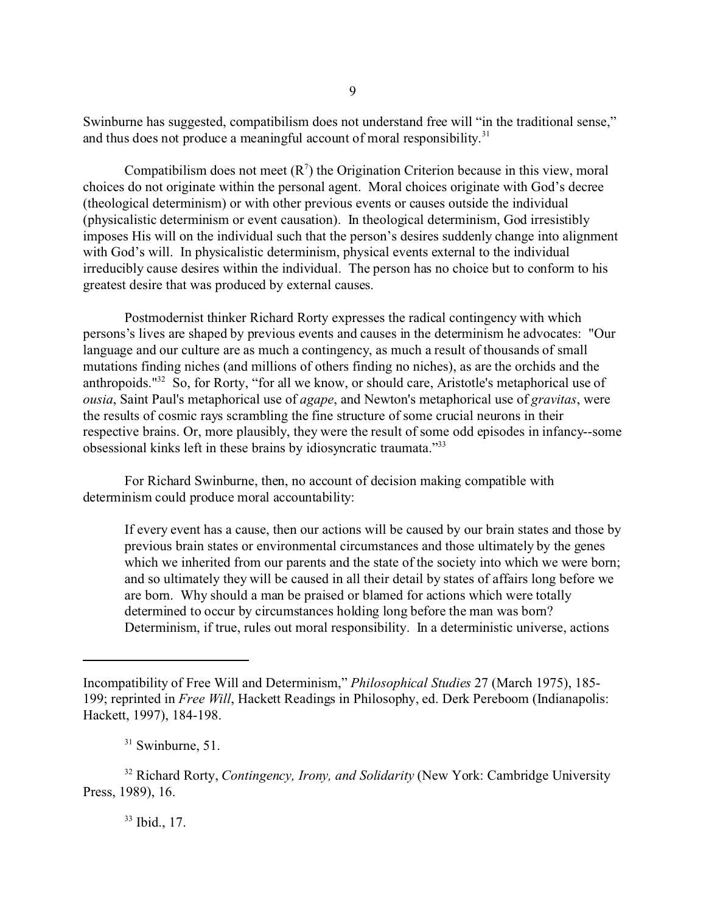Swinburne has suggested, compatibilism does not understand free will "in the traditional sense," and thus does not produce a meaningful account of moral responsibility.[31]

Compatibilism does not meet ($R^7$) the Origination Criterion because in this view, moral choices do not originate within the personal agent. Moral choices originate with God's decree (theological determinism) or with other previous events or causes outside the individual (physicalistic determinism or event causation). In theological determinism, God irresistibly imposes His will on the individual such that the person's desires suddenly change into alignment with God's will. In physicalistic determinism, physical events external to the individual irreducibly cause desires within the individual. The person has no choice but to conform to his greatest desire that was produced by external causes.

Postmodernist thinker Richard Rorty expresses the radical contingency with which persons's lives are shaped by previous events and causes in the determinism he advocates: "Our language and our culture are as much a contingency, as much a result of thousands of small mutations finding niches (and millions of others finding no niches), as are the orchids and the anthropoids."[32] So, for Rorty, "for all we know, or should care, Aristotle's metaphorical use of *ousia*, Saint Paul's metaphorical use of *agape*, and Newton's metaphorical use of *gravitas*, were the results of cosmic rays scrambling the fine structure of some crucial neurons in their respective brains. Or, more plausibly, they were the result of some odd episodes in infancy--some obsessional kinks left in these brains by idiosyncratic traumata."[33]

For Richard Swinburne, then, no account of decision making compatible with determinism could produce moral accountability:

> If every event has a cause, then our actions will be caused by our brain states and those by previous brain states or environmental circumstances and those ultimately by the genes which we inherited from our parents and the state of the society into which we were born; and so ultimately they will be caused in all their detail by states of affairs long before we are born. Why should a man be praised or blamed for actions which were totally determined to occur by circumstances holding long before the man was born? Determinism, if true, rules out moral responsibility. In a deterministic universe, actions

---

Incompatibility of Free Will and Determinism," *Philosophical Studies* 27 (March 1975), 185-199; reprinted in *Free Will*, Hackett Readings in Philosophy, ed. Derk Pereboom (Indianapolis: Hackett, 1997), 184-198.

[31] Swinburne, 51.

[32] Richard Rorty, *Contingency, Irony, and Solidarity* (New York: Cambridge University Press, 1989), 16.

[33] Ibid., 17.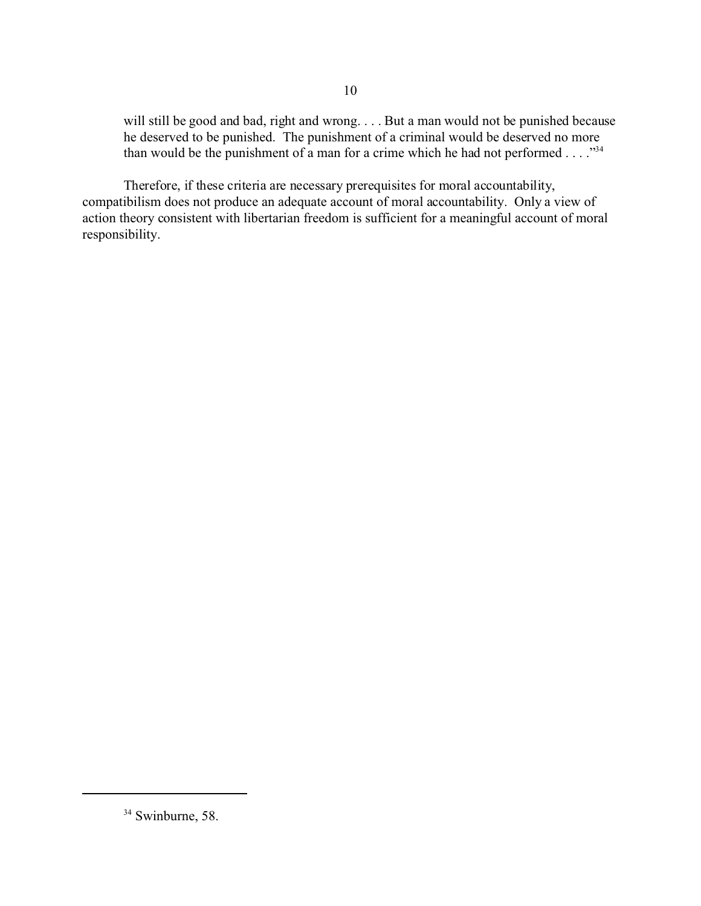> will still be good and bad, right and wrong. . . . But a man would not be punished because he deserved to be punished. The punishment of a criminal would be deserved no more than would be the punishment of a man for a crime which he had not performed . . . ."[34]

Therefore, if these criteria are necessary prerequisites for moral accountability, compatibilism does not produce an adequate account of moral accountability. Only a view of action theory consistent with libertarian freedom is sufficient for a meaningful account of moral responsibility.

---

[34] Swinburne, 58.